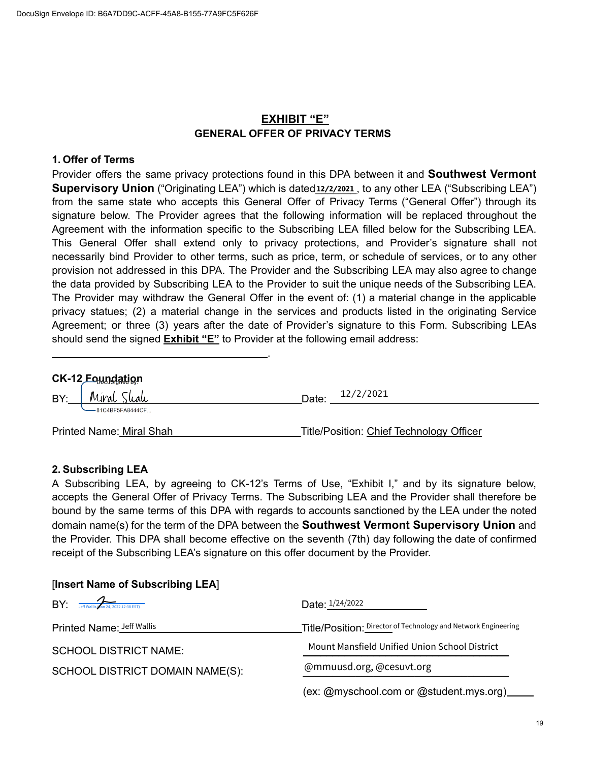# EXHIBIT "E"

## GENERAL OFFER OF PRIVACY TERMS

### 1. Offer of Terms

Provider offers the same privacy protections found in this DPA between it and **Southwest Vermont Supervisory Union** ("Originating LEA") which is dated 12/2/2021, to any other LEA ("Subscribing LEA") from the same state who accepts this General Offer of Privacy Terms ("General Offer") through its signature below. The Provider agrees that the following information will be replaced throughout the Agreement with the information specific to the Subscribing LEA filled below for the Subscribing LEA. This General Offer shall extend only to privacy protections, and Provider's signature shall not necessarily bind Provider to other terms, such as price, term, or schedule of services, or to any other provision not addressed in this DPA. The Provider and the Subscribing LEA may also agree to change the data provided by Subscribing LEA to the Provider to suit the unique needs of the Subscribing LEA. The Provider may withdraw the General Offer in the event of: (1) a material change in the applicable privacy statues; (2) a material change in the services and products listed in the originating Service Agreement; or three (3) years after the date of Provider's signature to this Form. Subscribing LEAs should send the signed **Exhibit "E"** to Provider at the following email address:

______________________________________.

**CK-12 Foundation**

BY: Miral Shah (DocuSigned by: 81C4BF5FA8444CF...) Date: 12/2/2021

Printed Name: Miral Shah Title/Position: Chief Technology Officer

### 2. Subscribing LEA

A Subscribing LEA, by agreeing to CK-12's Terms of Use, "Exhibit I," and by its signature below, accepts the General Offer of Privacy Terms. The Subscribing LEA and the Provider shall therefore be bound by the same terms of this DPA with regards to accounts sanctioned by the LEA under the noted domain name(s) for the term of the DPA between the **Southwest Vermont Supervisory Union** and the Provider. This DPA shall become effective on the seventh (7th) day following the date of confirmed receipt of the Subscribing LEA's signature on this offer document by the Provider.

[**Insert Name of Subscribing LEA**]

BY: Jeff Wallis (Jan 24, 2022 12:38 EST) Date: 1/24/2022

Printed Name: Jeff Wallis Title/Position: Director of Technology and Network Engineering

SCHOOL DISTRICT NAME: Mount Mansfield Unified Union School District

SCHOOL DISTRICT DOMAIN NAME(S): @mmuusd.org, @cesuvt.org

(ex: @myschool.com or @student.mys.org)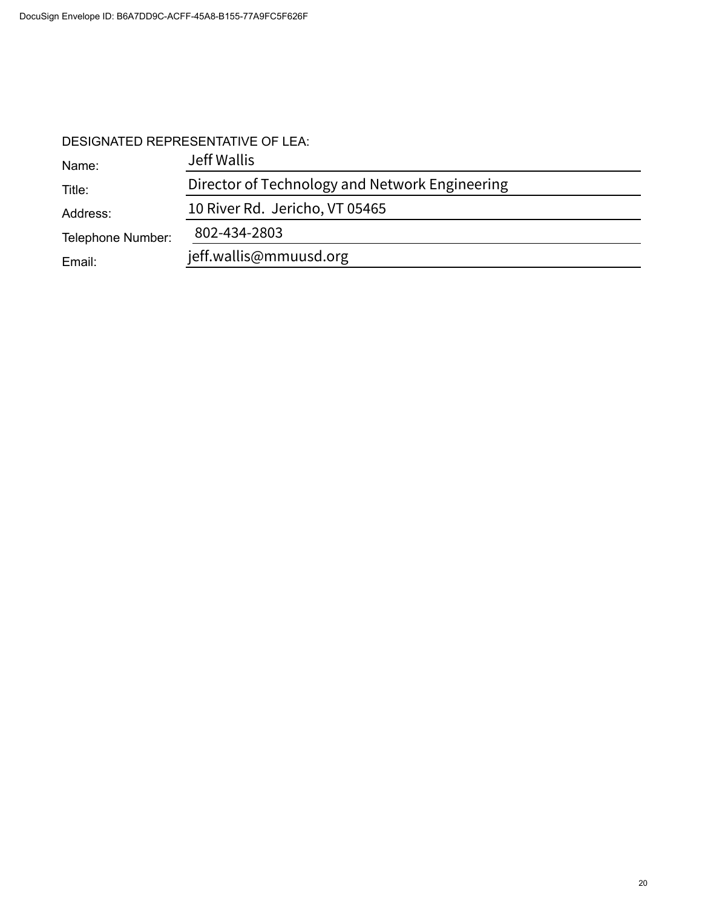DESIGNATED REPRESENTATIVE OF LEA:

| | |
|---|---|
| Name: | Jeff Wallis |
| Title: | Director of Technology and Network Engineering |
| Address: | 10 River Rd.  Jericho, VT 05465 |
| Telephone Number: | 802-434-2803 |
| Email: | jeff.wallis@mmuusd.org |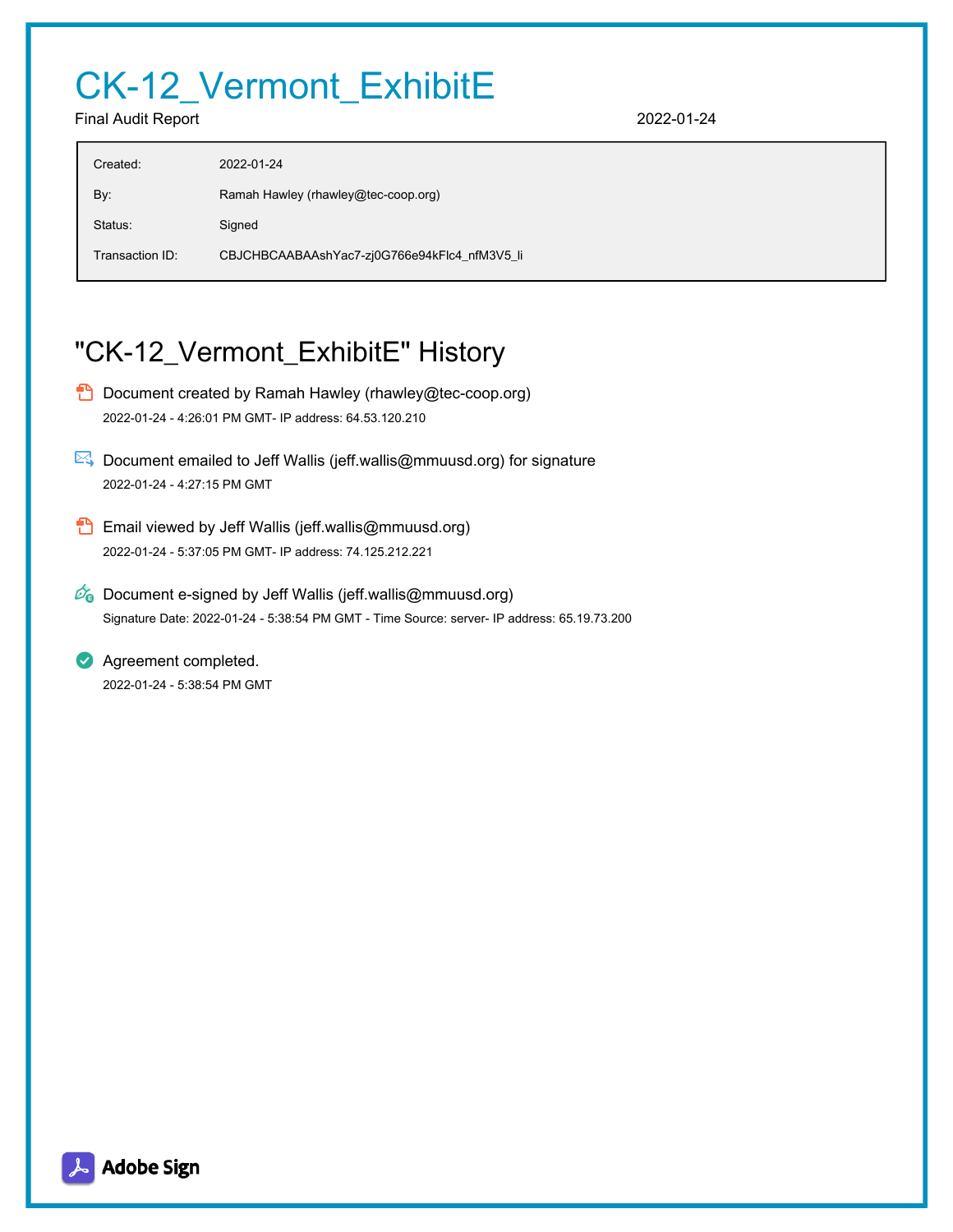# CK-12_Vermont_ExhibitE

Final Audit Report 2022-01-24

| | |
|---|---|
| Created: | 2022-01-24 |
| By: | Ramah Hawley (rhawley@tec-coop.org) |
| Status: | Signed |
| Transaction ID: | CBJCHBCAABAAshYac7-zj0G766e94kFlc4_nfM3V5_li |

## "CK-12_Vermont_ExhibitE" History

- Document created by Ramah Hawley (rhawley@tec-coop.org)
  2022-01-24 - 4:26:01 PM GMT- IP address: 64.53.120.210

- Document emailed to Jeff Wallis (jeff.wallis@mmuusd.org) for signature
  2022-01-24 - 4:27:15 PM GMT

- Email viewed by Jeff Wallis (jeff.wallis@mmuusd.org)
  2022-01-24 - 5:37:05 PM GMT- IP address: 74.125.212.221

- Document e-signed by Jeff Wallis (jeff.wallis@mmuusd.org)
  Signature Date: 2022-01-24 - 5:38:54 PM GMT - Time Source: server- IP address: 65.19.73.200

- Agreement completed.
  2022-01-24 - 5:38:54 PM GMT

Adobe Sign